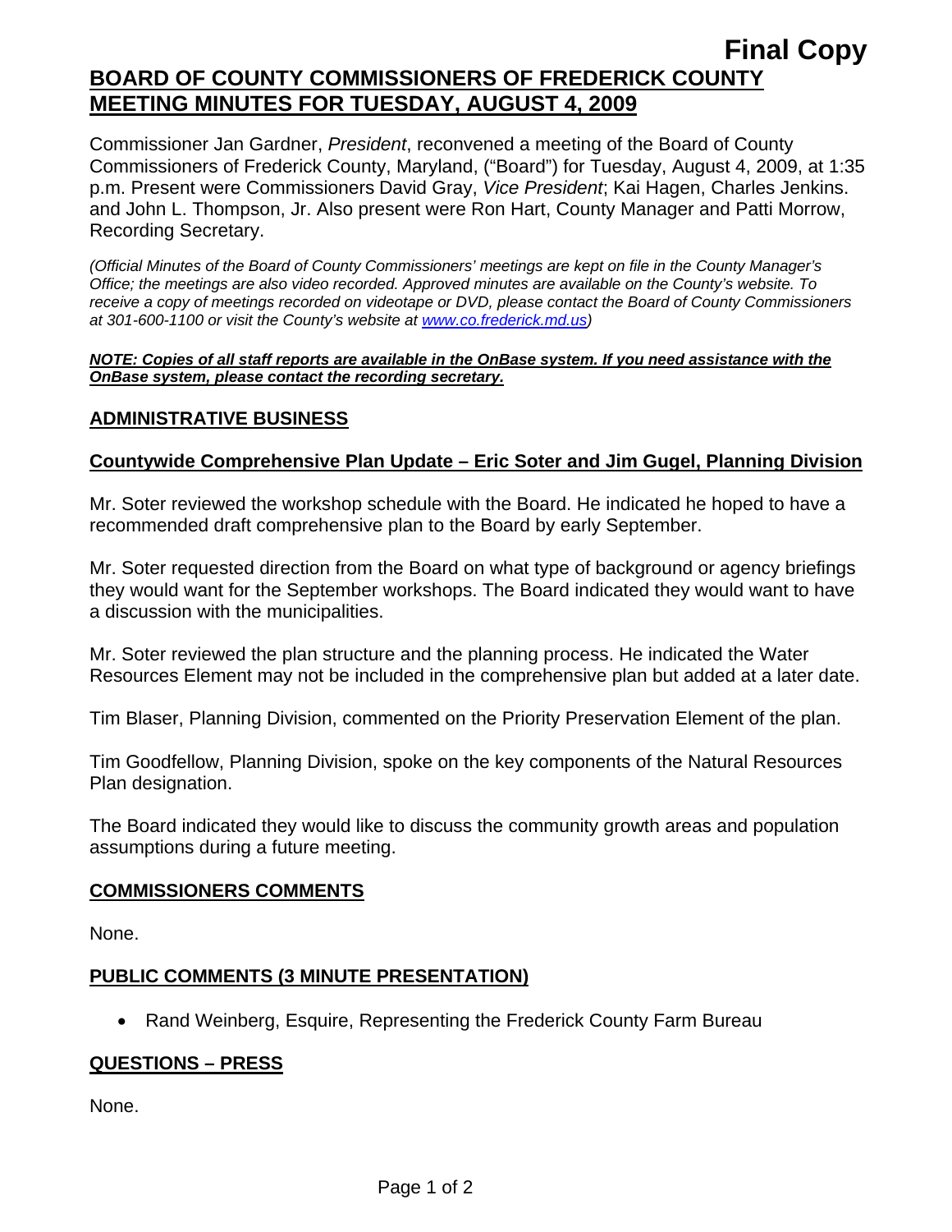**Final Copy**

# BOARD OF COUNTY COMMISSIONERS OF FREDERICK COUNTY MEETING MINUTES FOR TUESDAY, AUGUST 4, 2009

Commissioner Jan Gardner, *President*, reconvened a meeting of the Board of County Commissioners of Frederick County, Maryland, ("Board") for Tuesday, August 4, 2009, at 1:35 p.m. Present were Commissioners David Gray, *Vice President*; Kai Hagen, Charles Jenkins. and John L. Thompson, Jr. Also present were Ron Hart, County Manager and Patti Morrow, Recording Secretary.

*(Official Minutes of the Board of County Commissioners' meetings are kept on file in the County Manager's Office; the meetings are also video recorded. Approved minutes are available on the County's website. To receive a copy of meetings recorded on videotape or DVD, please contact the Board of County Commissioners at 301-600-1100 or visit the County's website at [www.co.frederick.md.us](www.co.frederick.md.us))*

***NOTE: Copies of all staff reports are available in the OnBase system. If you need assistance with the OnBase system, please contact the recording secretary.***

## ADMINISTRATIVE BUSINESS

### Countywide Comprehensive Plan Update – Eric Soter and Jim Gugel, Planning Division

Mr. Soter reviewed the workshop schedule with the Board. He indicated he hoped to have a recommended draft comprehensive plan to the Board by early September.

Mr. Soter requested direction from the Board on what type of background or agency briefings they would want for the September workshops. The Board indicated they would want to have a discussion with the municipalities.

Mr. Soter reviewed the plan structure and the planning process. He indicated the Water Resources Element may not be included in the comprehensive plan but added at a later date.

Tim Blaser, Planning Division, commented on the Priority Preservation Element of the plan.

Tim Goodfellow, Planning Division, spoke on the key components of the Natural Resources Plan designation.

The Board indicated they would like to discuss the community growth areas and population assumptions during a future meeting.

## COMMISSIONERS COMMENTS

None.

## PUBLIC COMMENTS (3 MINUTE PRESENTATION)

- Rand Weinberg, Esquire, Representing the Frederick County Farm Bureau

## QUESTIONS – PRESS

None.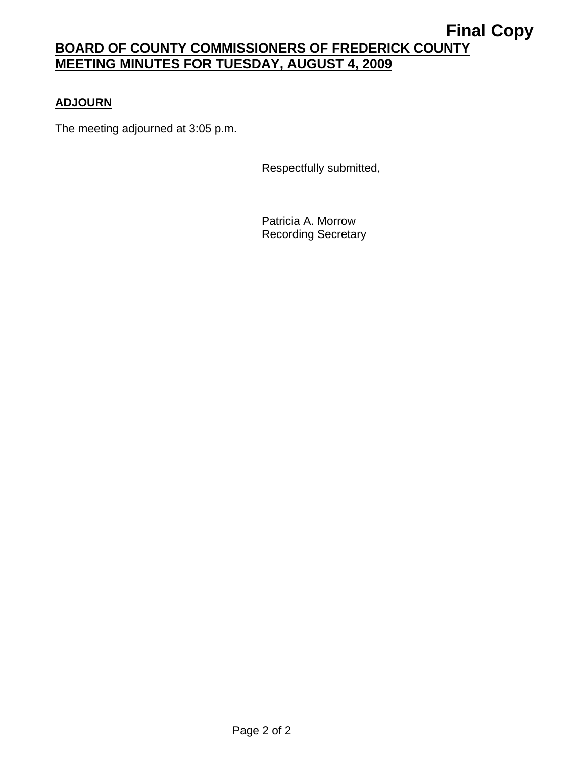## ADJOURN

The meeting adjourned at 3:05 p.m.

Respectfully submitted,

Patricia A. Morrow
Recording Secretary